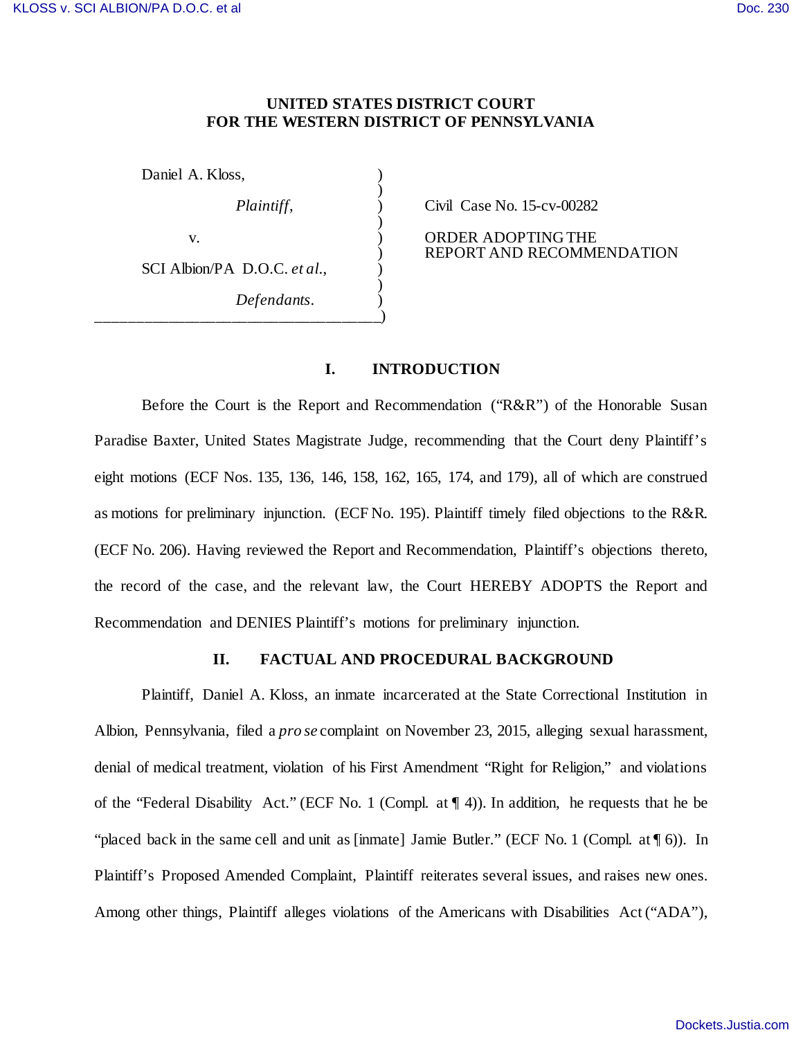**UNITED STATES DISTRICT COURT**
**FOR THE WESTERN DISTRICT OF PENNSYLVANIA**

| | |
|---|---|
| Daniel A. Kloss,<br><br>*Plaintiff*,<br><br>v.<br><br>SCI Albion/PA D.O.C. *et al.*,<br><br>*Defendants*. | Civil Case No. 15-cv-00282<br><br>ORDER ADOPTING THE REPORT AND RECOMMENDATION |

## I. INTRODUCTION

Before the Court is the Report and Recommendation ("R&R") of the Honorable Susan Paradise Baxter, United States Magistrate Judge, recommending that the Court deny Plaintiff's eight motions (ECF Nos. 135, 136, 146, 158, 162, 165, 174, and 179), all of which are construed as motions for preliminary injunction. (ECF No. 195). Plaintiff timely filed objections to the R&R. (ECF No. 206). Having reviewed the Report and Recommendation, Plaintiff's objections thereto, the record of the case, and the relevant law, the Court HEREBY ADOPTS the Report and Recommendation and DENIES Plaintiff's motions for preliminary injunction.

## II. FACTUAL AND PROCEDURAL BACKGROUND

Plaintiff, Daniel A. Kloss, an inmate incarcerated at the State Correctional Institution in Albion, Pennsylvania, filed a *pro se* complaint on November 23, 2015, alleging sexual harassment, denial of medical treatment, violation of his First Amendment "Right for Religion," and violations of the "Federal Disability Act." (ECF No. 1 (Compl. at ¶ 4)). In addition, he requests that he be "placed back in the same cell and unit as [inmate] Jamie Butler." (ECF No. 1 (Compl. at ¶ 6)). In Plaintiff's Proposed Amended Complaint, Plaintiff reiterates several issues, and raises new ones. Among other things, Plaintiff alleges violations of the Americans with Disabilities Act ("ADA"),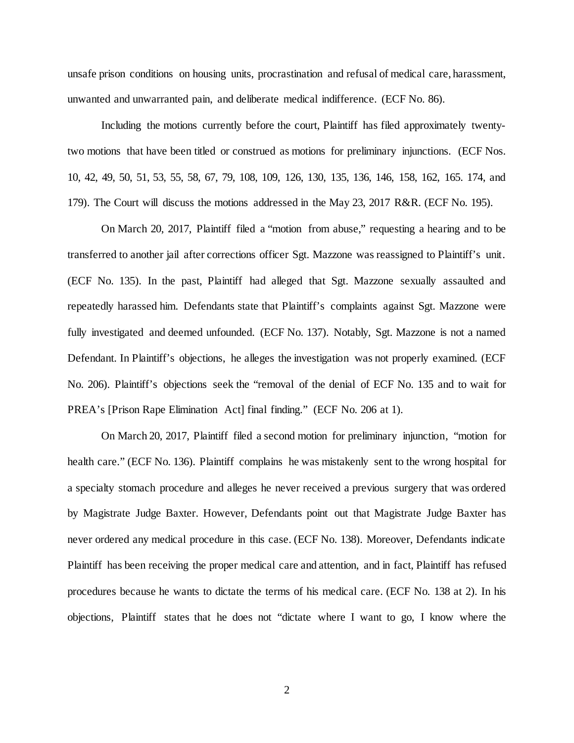unsafe prison conditions on housing units, procrastination and refusal of medical care, harassment, unwanted and unwarranted pain, and deliberate medical indifference. (ECF No. 86).

Including the motions currently before the court, Plaintiff has filed approximately twenty-two motions that have been titled or construed as motions for preliminary injunctions. (ECF Nos. 10, 42, 49, 50, 51, 53, 55, 58, 67, 79, 108, 109, 126, 130, 135, 136, 146, 158, 162, 165. 174, and 179). The Court will discuss the motions addressed in the May 23, 2017 R&R. (ECF No. 195).

On March 20, 2017, Plaintiff filed a "motion from abuse," requesting a hearing and to be transferred to another jail after corrections officer Sgt. Mazzone was reassigned to Plaintiff's unit. (ECF No. 135). In the past, Plaintiff had alleged that Sgt. Mazzone sexually assaulted and repeatedly harassed him. Defendants state that Plaintiff's complaints against Sgt. Mazzone were fully investigated and deemed unfounded. (ECF No. 137). Notably, Sgt. Mazzone is not a named Defendant. In Plaintiff's objections, he alleges the investigation was not properly examined. (ECF No. 206). Plaintiff's objections seek the "removal of the denial of ECF No. 135 and to wait for PREA's [Prison Rape Elimination Act] final finding." (ECF No. 206 at 1).

On March 20, 2017, Plaintiff filed a second motion for preliminary injunction, "motion for health care." (ECF No. 136). Plaintiff complains he was mistakenly sent to the wrong hospital for a specialty stomach procedure and alleges he never received a previous surgery that was ordered by Magistrate Judge Baxter. However, Defendants point out that Magistrate Judge Baxter has never ordered any medical procedure in this case. (ECF No. 138). Moreover, Defendants indicate Plaintiff has been receiving the proper medical care and attention, and in fact, Plaintiff has refused procedures because he wants to dictate the terms of his medical care. (ECF No. 138 at 2). In his objections, Plaintiff states that he does not "dictate where I want to go, I know where the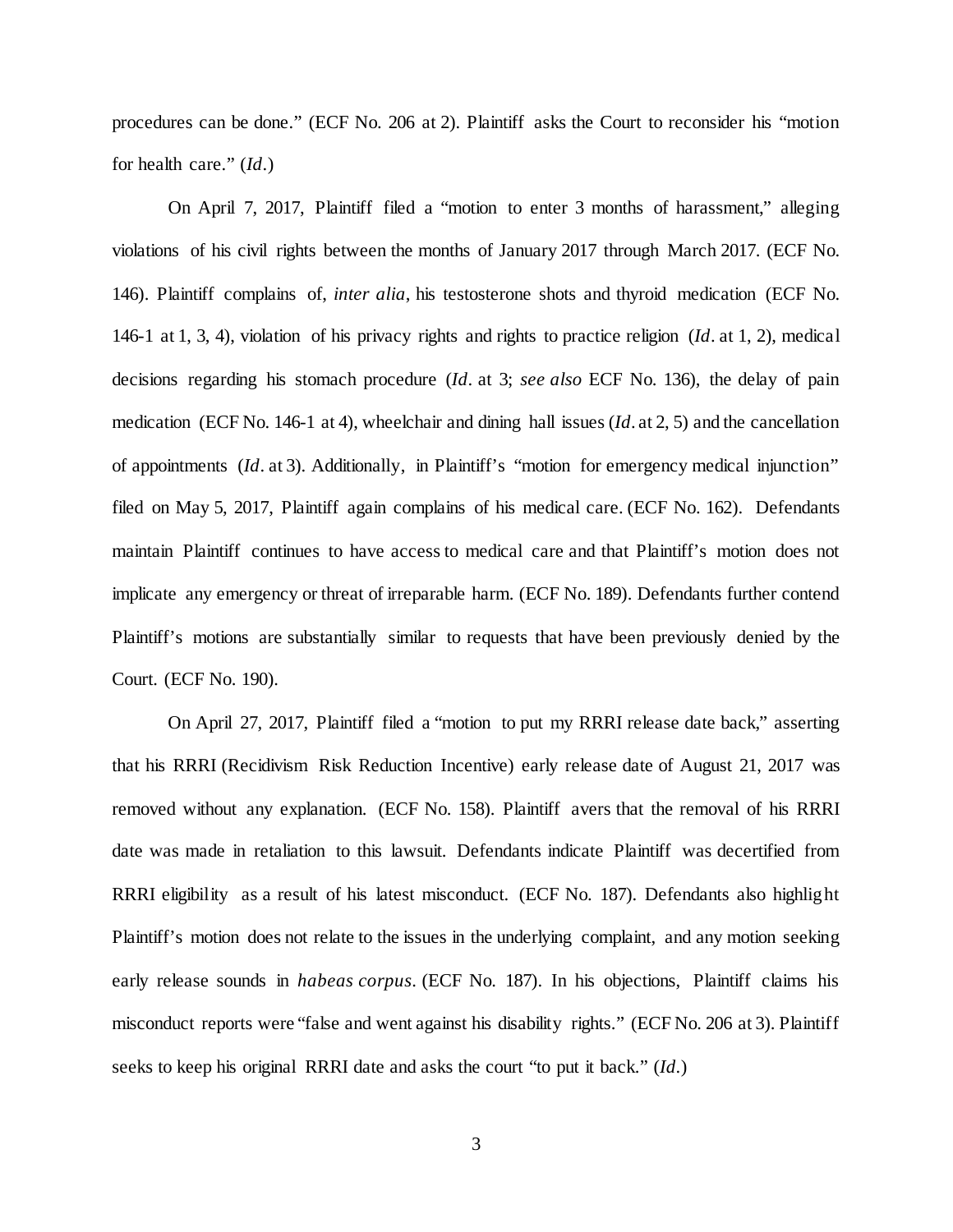procedures can be done." (ECF No. 206 at 2). Plaintiff asks the Court to reconsider his "motion for health care." (*Id*.)

On April 7, 2017, Plaintiff filed a "motion to enter 3 months of harassment," alleging violations of his civil rights between the months of January 2017 through March 2017. (ECF No. 146). Plaintiff complains of, *inter alia*, his testosterone shots and thyroid medication (ECF No. 146-1 at 1, 3, 4), violation of his privacy rights and rights to practice religion (*Id*. at 1, 2), medical decisions regarding his stomach procedure (*Id*. at 3; *see also* ECF No. 136), the delay of pain medication (ECF No. 146-1 at 4), wheelchair and dining hall issues (*Id*. at 2, 5) and the cancellation of appointments (*Id*. at 3). Additionally, in Plaintiff's "motion for emergency medical injunction" filed on May 5, 2017, Plaintiff again complains of his medical care. (ECF No. 162). Defendants maintain Plaintiff continues to have access to medical care and that Plaintiff's motion does not implicate any emergency or threat of irreparable harm. (ECF No. 189). Defendants further contend Plaintiff's motions are substantially similar to requests that have been previously denied by the Court. (ECF No. 190).

On April 27, 2017, Plaintiff filed a "motion to put my RRRI release date back," asserting that his RRRI (Recidivism Risk Reduction Incentive) early release date of August 21, 2017 was removed without any explanation. (ECF No. 158). Plaintiff avers that the removal of his RRRI date was made in retaliation to this lawsuit. Defendants indicate Plaintiff was decertified from RRRI eligibility as a result of his latest misconduct. (ECF No. 187). Defendants also highlight Plaintiff's motion does not relate to the issues in the underlying complaint, and any motion seeking early release sounds in *habeas corpus*. (ECF No. 187). In his objections, Plaintiff claims his misconduct reports were "false and went against his disability rights." (ECF No. 206 at 3). Plaintiff seeks to keep his original RRRI date and asks the court "to put it back." (*Id*.)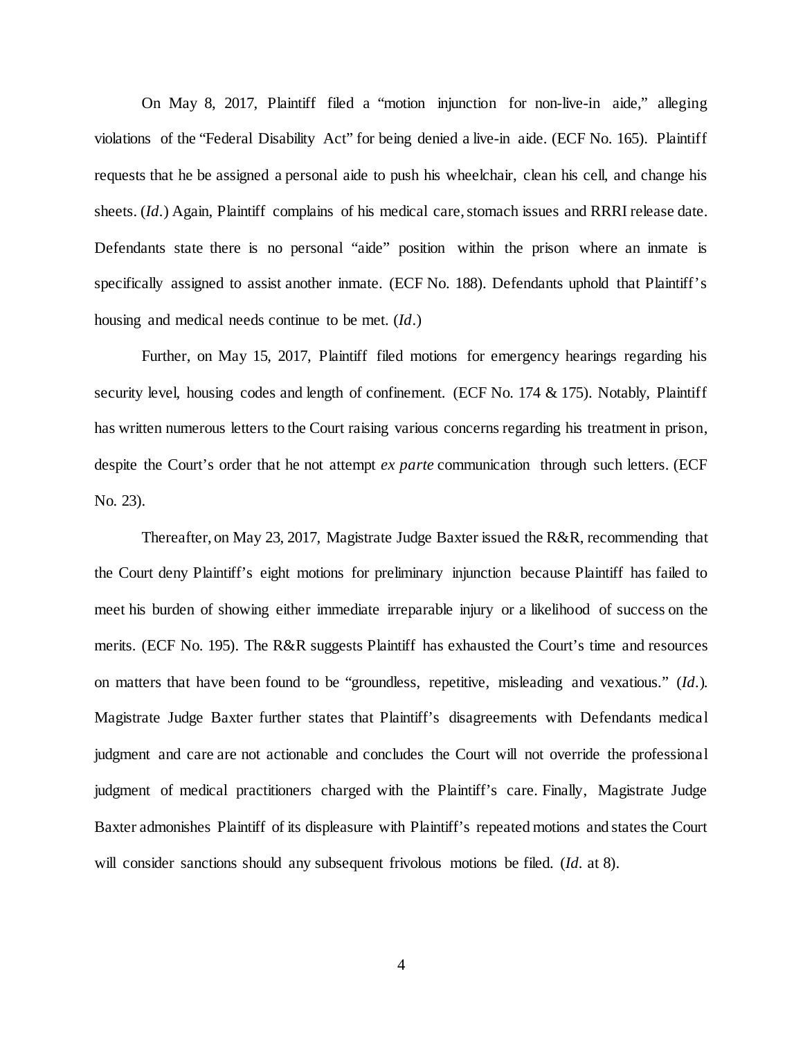On May 8, 2017, Plaintiff filed a "motion injunction for non-live-in aide," alleging violations of the "Federal Disability Act" for being denied a live-in aide. (ECF No. 165). Plaintiff requests that he be assigned a personal aide to push his wheelchair, clean his cell, and change his sheets. (*Id*.) Again, Plaintiff complains of his medical care, stomach issues and RRRI release date. Defendants state there is no personal "aide" position within the prison where an inmate is specifically assigned to assist another inmate. (ECF No. 188). Defendants uphold that Plaintiff's housing and medical needs continue to be met. (*Id*.)

Further, on May 15, 2017, Plaintiff filed motions for emergency hearings regarding his security level, housing codes and length of confinement. (ECF No. 174 & 175). Notably, Plaintiff has written numerous letters to the Court raising various concerns regarding his treatment in prison, despite the Court's order that he not attempt *ex parte* communication through such letters. (ECF No. 23).

Thereafter, on May 23, 2017, Magistrate Judge Baxter issued the R&R, recommending that the Court deny Plaintiff's eight motions for preliminary injunction because Plaintiff has failed to meet his burden of showing either immediate irreparable injury or a likelihood of success on the merits. (ECF No. 195). The R&R suggests Plaintiff has exhausted the Court's time and resources on matters that have been found to be "groundless, repetitive, misleading and vexatious." (*Id*.). Magistrate Judge Baxter further states that Plaintiff's disagreements with Defendants medical judgment and care are not actionable and concludes the Court will not override the professional judgment of medical practitioners charged with the Plaintiff's care. Finally, Magistrate Judge Baxter admonishes Plaintiff of its displeasure with Plaintiff's repeated motions and states the Court will consider sanctions should any subsequent frivolous motions be filed. (*Id*. at 8).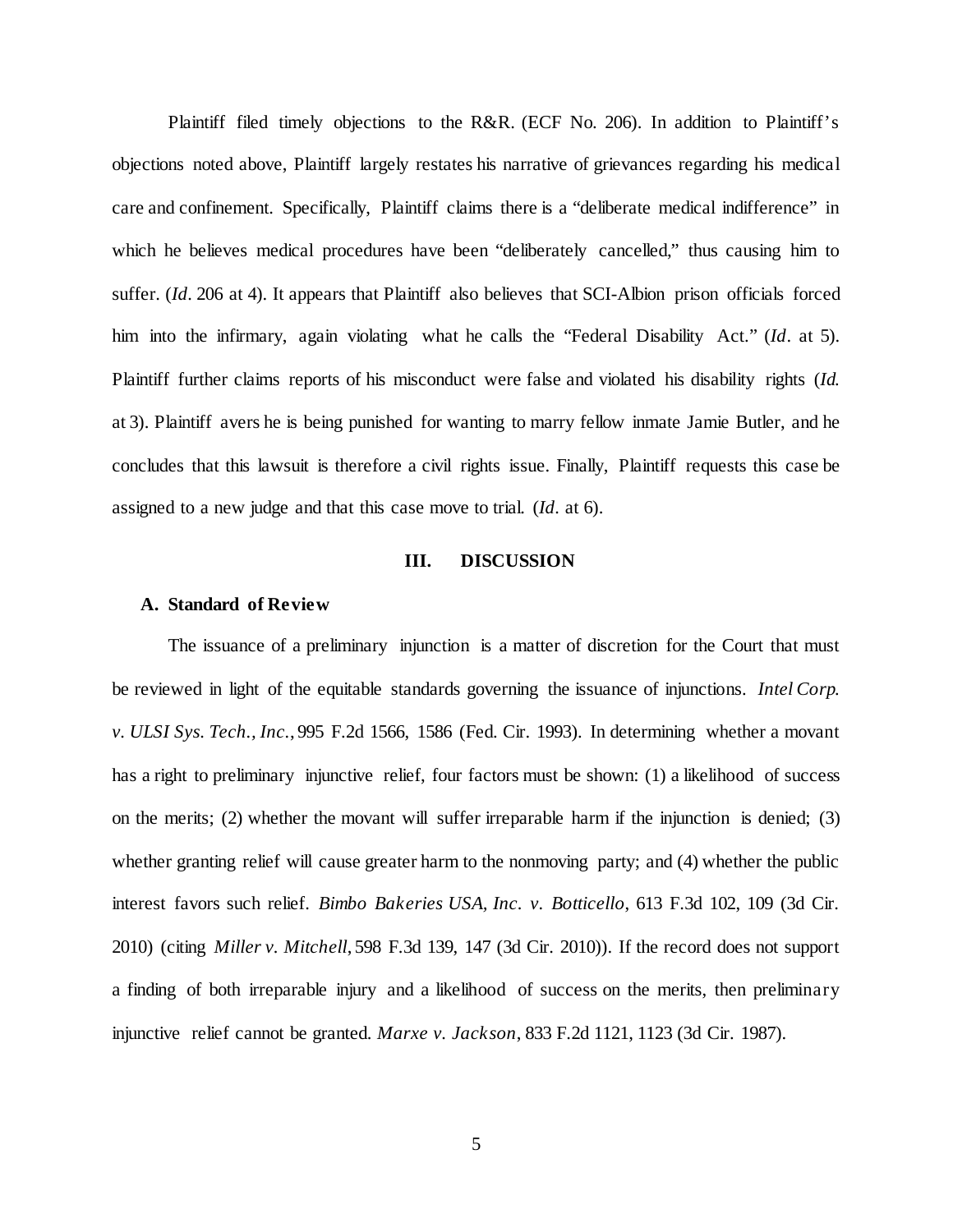Plaintiff filed timely objections to the R&R. (ECF No. 206). In addition to Plaintiff's objections noted above, Plaintiff largely restates his narrative of grievances regarding his medical care and confinement. Specifically, Plaintiff claims there is a "deliberate medical indifference" in which he believes medical procedures have been "deliberately cancelled," thus causing him to suffer. (*Id*. 206 at 4). It appears that Plaintiff also believes that SCI-Albion prison officials forced him into the infirmary, again violating what he calls the "Federal Disability Act." (*Id*. at 5). Plaintiff further claims reports of his misconduct were false and violated his disability rights (*Id.* at 3). Plaintiff avers he is being punished for wanting to marry fellow inmate Jamie Butler, and he concludes that this lawsuit is therefore a civil rights issue. Finally, Plaintiff requests this case be assigned to a new judge and that this case move to trial. (*Id*. at 6).

## III. DISCUSSION

### A. Standard of Review

The issuance of a preliminary injunction is a matter of discretion for the Court that must be reviewed in light of the equitable standards governing the issuance of injunctions. *Intel Corp. v. ULSI Sys. Tech., Inc.*, 995 F.2d 1566, 1586 (Fed. Cir. 1993). In determining whether a movant has a right to preliminary injunctive relief, four factors must be shown: (1) a likelihood of success on the merits; (2) whether the movant will suffer irreparable harm if the injunction is denied; (3) whether granting relief will cause greater harm to the nonmoving party; and (4) whether the public interest favors such relief. *Bimbo Bakeries USA, Inc. v. Botticello*, 613 F.3d 102, 109 (3d Cir. 2010) (citing *Miller v. Mitchell*, 598 F.3d 139, 147 (3d Cir. 2010)). If the record does not support a finding of both irreparable injury and a likelihood of success on the merits, then preliminary injunctive relief cannot be granted. *Marxe v. Jackson*, 833 F.2d 1121, 1123 (3d Cir. 1987).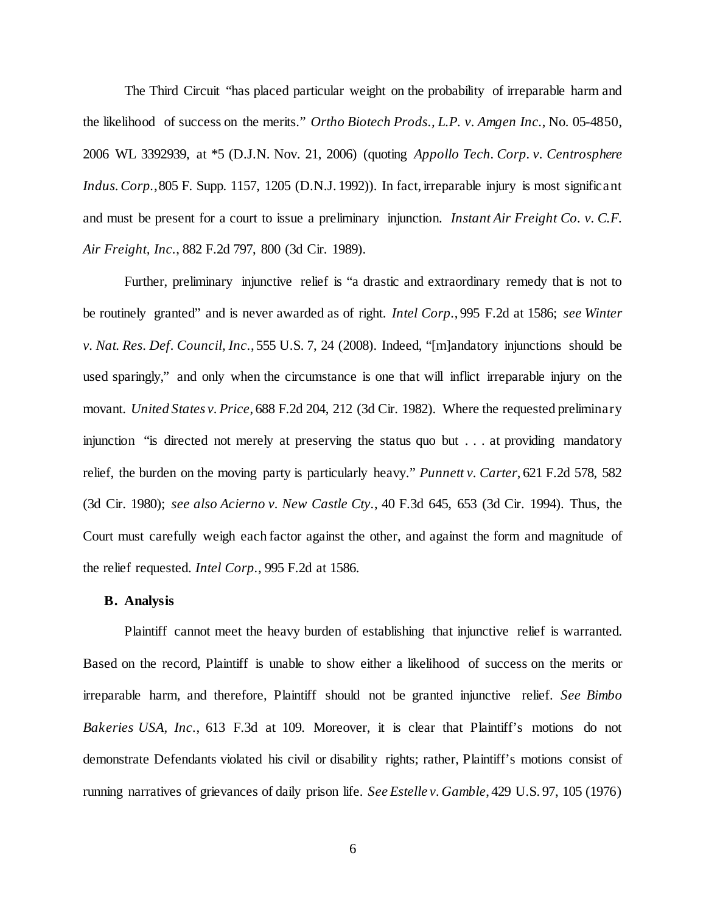The Third Circuit "has placed particular weight on the probability of irreparable harm and the likelihood of success on the merits." *Ortho Biotech Prods., L.P. v. Amgen Inc.*, No. 05-4850, 2006 WL 3392939, at *5 (D.J.N. Nov. 21, 2006) (quoting *Appollo Tech. Corp. v. Centrosphere Indus. Corp.*, 805 F. Supp. 1157, 1205 (D.N.J. 1992)). In fact, irreparable injury is most significant and must be present for a court to issue a preliminary injunction. *Instant Air Freight Co. v. C.F. Air Freight, Inc.*, 882 F.2d 797, 800 (3d Cir. 1989).

Further, preliminary injunctive relief is "a drastic and extraordinary remedy that is not to be routinely granted" and is never awarded as of right. *Intel Corp.*, 995 F.2d at 1586; *see Winter v. Nat. Res. Def. Council, Inc.*, 555 U.S. 7, 24 (2008). Indeed, "[m]andatory injunctions should be used sparingly," and only when the circumstance is one that will inflict irreparable injury on the movant. *United States v. Price*, 688 F.2d 204, 212 (3d Cir. 1982). Where the requested preliminary injunction "is directed not merely at preserving the status quo but . . . at providing mandatory relief, the burden on the moving party is particularly heavy." *Punnett v. Carter*, 621 F.2d 578, 582 (3d Cir. 1980); *see also Acierno v. New Castle Cty.*, 40 F.3d 645, 653 (3d Cir. 1994). Thus, the Court must carefully weigh each factor against the other, and against the form and magnitude of the relief requested. *Intel Corp.*, 995 F.2d at 1586.

**B. Analysis**

Plaintiff cannot meet the heavy burden of establishing that injunctive relief is warranted. Based on the record, Plaintiff is unable to show either a likelihood of success on the merits or irreparable harm, and therefore, Plaintiff should not be granted injunctive relief. *See Bimbo Bakeries USA, Inc.*, 613 F.3d at 109. Moreover, it is clear that Plaintiff's motions do not demonstrate Defendants violated his civil or disability rights; rather, Plaintiff's motions consist of running narratives of grievances of daily prison life. *See Estelle v. Gamble*, 429 U.S. 97, 105 (1976)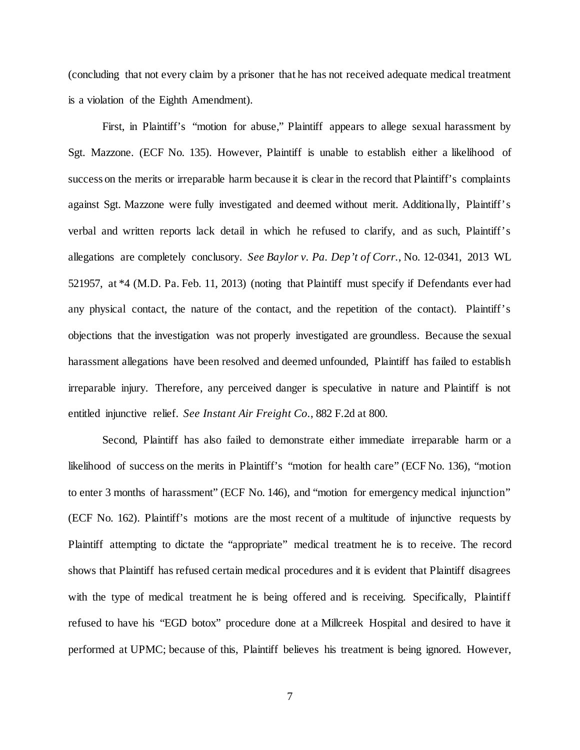(concluding that not every claim by a prisoner that he has not received adequate medical treatment is a violation of the Eighth Amendment).

First, in Plaintiff's "motion for abuse," Plaintiff appears to allege sexual harassment by Sgt. Mazzone. (ECF No. 135). However, Plaintiff is unable to establish either a likelihood of success on the merits or irreparable harm because it is clear in the record that Plaintiff's complaints against Sgt. Mazzone were fully investigated and deemed without merit. Additionally, Plaintiff's verbal and written reports lack detail in which he refused to clarify, and as such, Plaintiff's allegations are completely conclusory. *See Baylor v. Pa. Dep't of Corr.*, No. 12-0341, 2013 WL 521957, at *4 (M.D. Pa. Feb. 11, 2013) (noting that Plaintiff must specify if Defendants ever had any physical contact, the nature of the contact, and the repetition of the contact). Plaintiff's objections that the investigation was not properly investigated are groundless. Because the sexual harassment allegations have been resolved and deemed unfounded, Plaintiff has failed to establish irreparable injury. Therefore, any perceived danger is speculative in nature and Plaintiff is not entitled injunctive relief. *See Instant Air Freight Co.*, 882 F.2d at 800.

Second, Plaintiff has also failed to demonstrate either immediate irreparable harm or a likelihood of success on the merits in Plaintiff's "motion for health care" (ECF No. 136), "motion to enter 3 months of harassment" (ECF No. 146), and "motion for emergency medical injunction" (ECF No. 162). Plaintiff's motions are the most recent of a multitude of injunctive requests by Plaintiff attempting to dictate the "appropriate" medical treatment he is to receive. The record shows that Plaintiff has refused certain medical procedures and it is evident that Plaintiff disagrees with the type of medical treatment he is being offered and is receiving. Specifically, Plaintiff refused to have his "EGD botox" procedure done at a Millcreek Hospital and desired to have it performed at UPMC; because of this, Plaintiff believes his treatment is being ignored. However,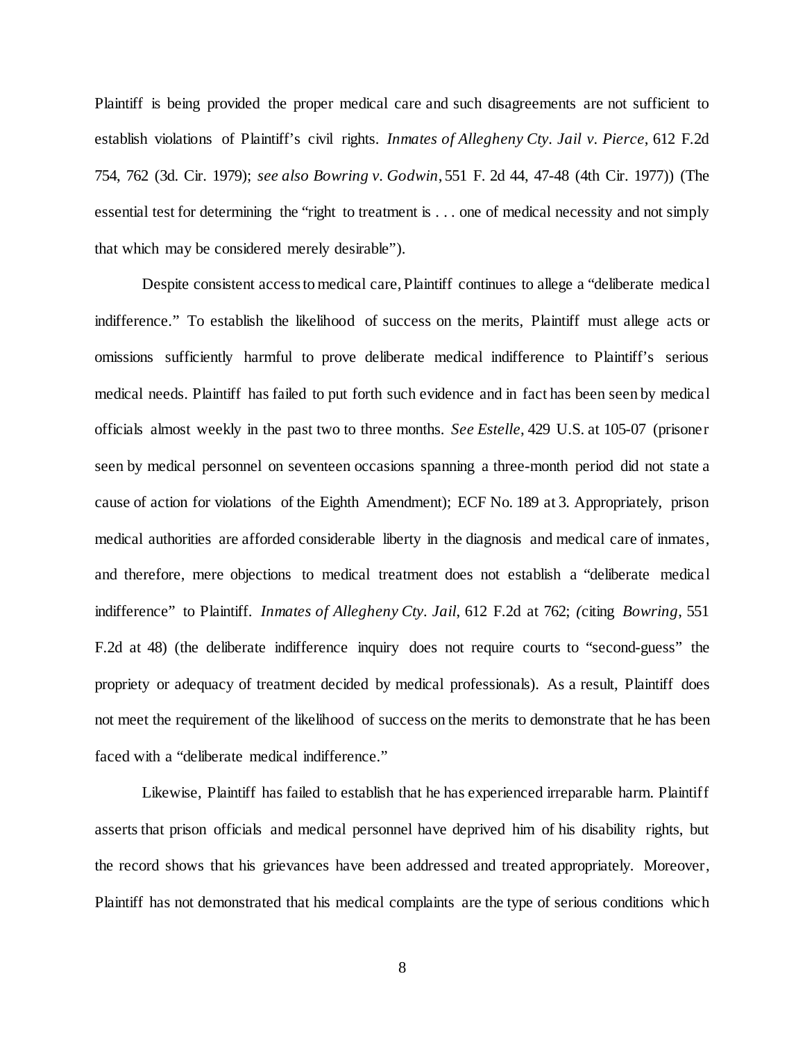Plaintiff is being provided the proper medical care and such disagreements are not sufficient to establish violations of Plaintiff's civil rights. *Inmates of Allegheny Cty. Jail v. Pierce*, 612 F.2d 754, 762 (3d. Cir. 1979); *see also Bowring v. Godwin*, 551 F. 2d 44, 47-48 (4th Cir. 1977)) (The essential test for determining the "right to treatment is . . . one of medical necessity and not simply that which may be considered merely desirable").

Despite consistent access to medical care, Plaintiff continues to allege a "deliberate medical indifference." To establish the likelihood of success on the merits, Plaintiff must allege acts or omissions sufficiently harmful to prove deliberate medical indifference to Plaintiff's serious medical needs. Plaintiff has failed to put forth such evidence and in fact has been seen by medical officials almost weekly in the past two to three months. *See Estelle*, 429 U.S. at 105-07 (prisoner seen by medical personnel on seventeen occasions spanning a three-month period did not state a cause of action for violations of the Eighth Amendment); ECF No. 189 at 3. Appropriately, prison medical authorities are afforded considerable liberty in the diagnosis and medical care of inmates, and therefore, mere objections to medical treatment does not establish a "deliberate medical indifference" to Plaintiff. *Inmates of Allegheny Cty. Jail*, 612 F.2d at 762; *(*citing *Bowring*, 551 F.2d at 48) (the deliberate indifference inquiry does not require courts to "second-guess" the propriety or adequacy of treatment decided by medical professionals). As a result, Plaintiff does not meet the requirement of the likelihood of success on the merits to demonstrate that he has been faced with a "deliberate medical indifference."

Likewise, Plaintiff has failed to establish that he has experienced irreparable harm. Plaintiff asserts that prison officials and medical personnel have deprived him of his disability rights, but the record shows that his grievances have been addressed and treated appropriately. Moreover, Plaintiff has not demonstrated that his medical complaints are the type of serious conditions which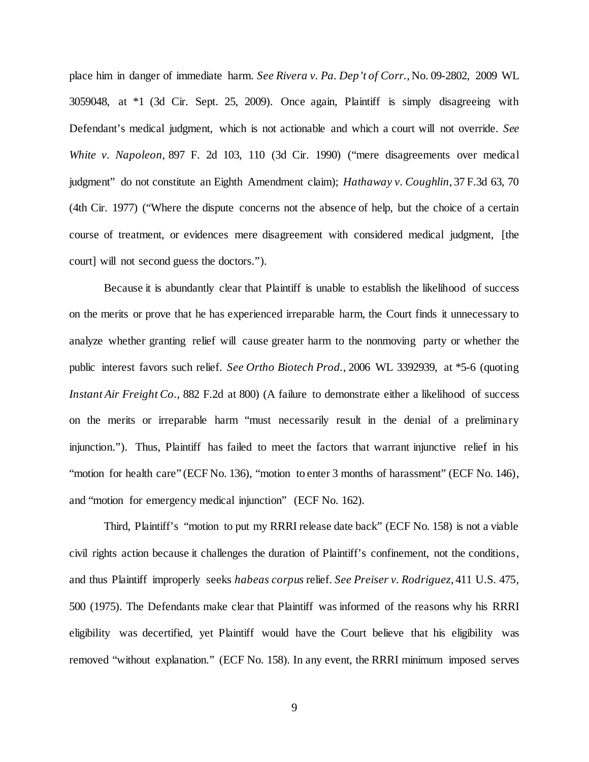place him in danger of immediate harm. *See Rivera v. Pa. Dep't of Corr.*, No. 09-2802, 2009 WL 3059048, at *1 (3d Cir. Sept. 25, 2009). Once again, Plaintiff is simply disagreeing with Defendant's medical judgment, which is not actionable and which a court will not override. *See White v. Napoleon*, 897 F. 2d 103, 110 (3d Cir. 1990) ("mere disagreements over medical judgment" do not constitute an Eighth Amendment claim); *Hathaway v. Coughlin*, 37 F.3d 63, 70 (4th Cir. 1977) ("Where the dispute concerns not the absence of help, but the choice of a certain course of treatment, or evidences mere disagreement with considered medical judgment, [the court] will not second guess the doctors.").

Because it is abundantly clear that Plaintiff is unable to establish the likelihood of success on the merits or prove that he has experienced irreparable harm, the Court finds it unnecessary to analyze whether granting relief will cause greater harm to the nonmoving party or whether the public interest favors such relief. *See Ortho Biotech Prod.*, 2006 WL 3392939, at *5-6 (quoting *Instant Air Freight Co.*, 882 F.2d at 800) (A failure to demonstrate either a likelihood of success on the merits or irreparable harm "must necessarily result in the denial of a preliminary injunction."). Thus, Plaintiff has failed to meet the factors that warrant injunctive relief in his "motion for health care" (ECF No. 136), "motion to enter 3 months of harassment" (ECF No. 146), and "motion for emergency medical injunction" (ECF No. 162).

Third, Plaintiff's "motion to put my RRRI release date back" (ECF No. 158) is not a viable civil rights action because it challenges the duration of Plaintiff's confinement, not the conditions, and thus Plaintiff improperly seeks *habeas corpus* relief. *See Preiser v. Rodriguez,* 411 U.S. 475, 500 (1975). The Defendants make clear that Plaintiff was informed of the reasons why his RRRI eligibility was decertified, yet Plaintiff would have the Court believe that his eligibility was removed "without explanation." (ECF No. 158). In any event, the RRRI minimum imposed serves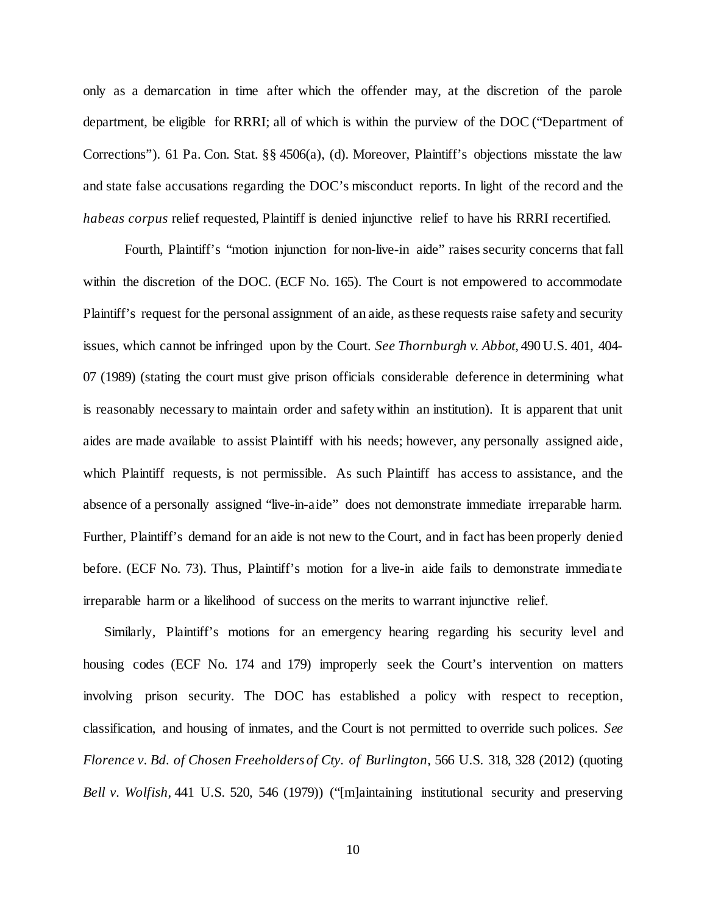only as a demarcation in time after which the offender may, at the discretion of the parole department, be eligible for RRRI; all of which is within the purview of the DOC ("Department of Corrections"). 61 Pa. Con. Stat. §§ 4506(a), (d). Moreover, Plaintiff's objections misstate the law and state false accusations regarding the DOC's misconduct reports. In light of the record and the *habeas corpus* relief requested, Plaintiff is denied injunctive relief to have his RRRI recertified.

Fourth, Plaintiff's "motion injunction for non-live-in aide" raises security concerns that fall within the discretion of the DOC. (ECF No. 165). The Court is not empowered to accommodate Plaintiff's request for the personal assignment of an aide, as these requests raise safety and security issues, which cannot be infringed upon by the Court. *See Thornburgh v. Abbot,* 490 U.S. 401, 404-07 (1989) (stating the court must give prison officials considerable deference in determining what is reasonably necessary to maintain order and safety within an institution). It is apparent that unit aides are made available to assist Plaintiff with his needs; however, any personally assigned aide, which Plaintiff requests, is not permissible. As such Plaintiff has access to assistance, and the absence of a personally assigned "live-in-aide" does not demonstrate immediate irreparable harm. Further, Plaintiff's demand for an aide is not new to the Court, and in fact has been properly denied before. (ECF No. 73). Thus, Plaintiff's motion for a live-in aide fails to demonstrate immediate irreparable harm or a likelihood of success on the merits to warrant injunctive relief.

Similarly, Plaintiff's motions for an emergency hearing regarding his security level and housing codes (ECF No. 174 and 179) improperly seek the Court's intervention on matters involving prison security. The DOC has established a policy with respect to reception, classification, and housing of inmates, and the Court is not permitted to override such polices. *See Florence v. Bd. of Chosen Freeholders of Cty. of Burlington*, 566 U.S. 318, 328 (2012) (quoting *Bell v. Wolfish*, 441 U.S. 520, 546 (1979)) ("[m]aintaining institutional security and preserving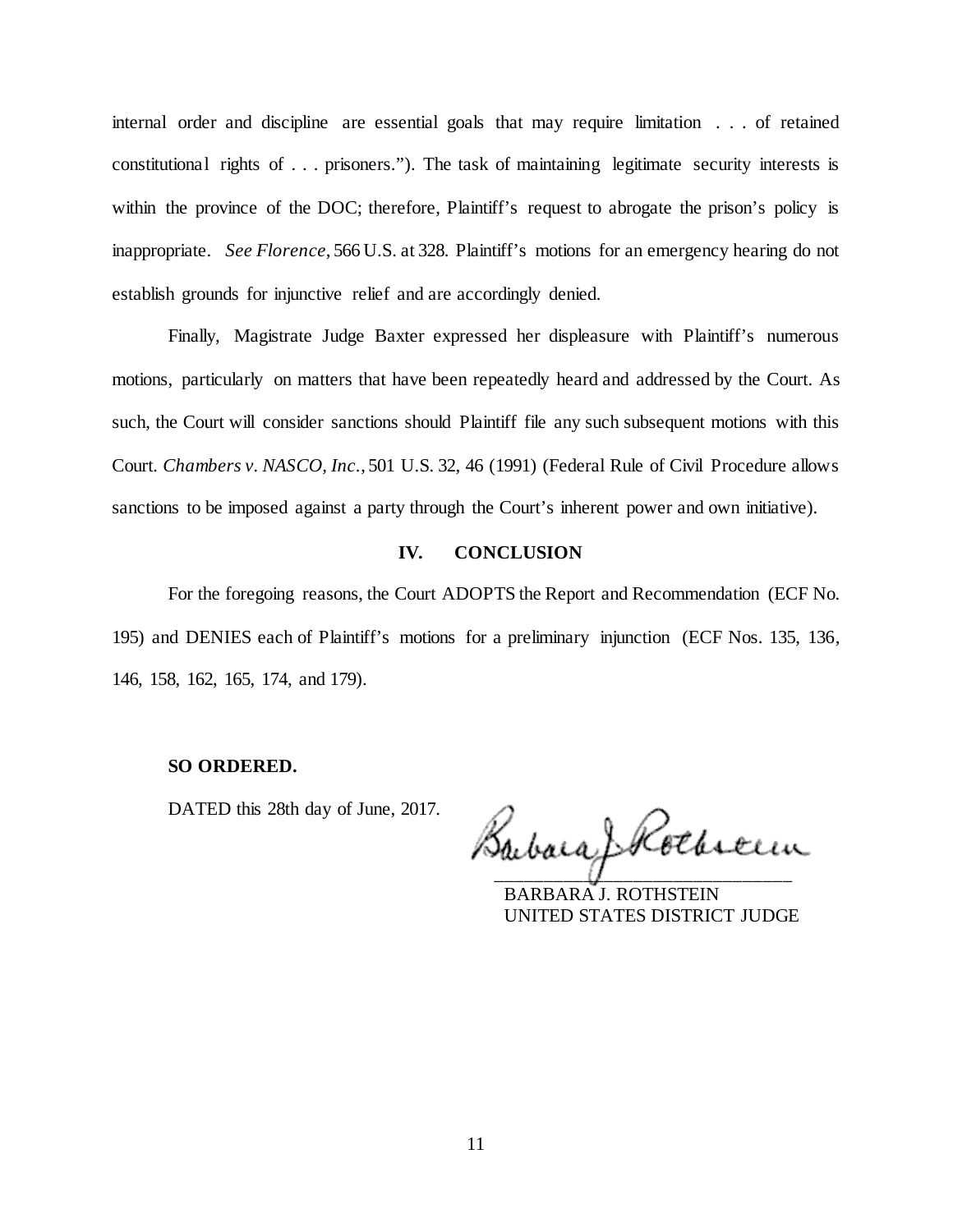internal order and discipline are essential goals that may require limitation . . . of retained constitutional rights of . . . prisoners."). The task of maintaining legitimate security interests is within the province of the DOC; therefore, Plaintiff's request to abrogate the prison's policy is inappropriate. *See Florence*, 566 U.S. at 328. Plaintiff's motions for an emergency hearing do not establish grounds for injunctive relief and are accordingly denied.

Finally, Magistrate Judge Baxter expressed her displeasure with Plaintiff's numerous motions, particularly on matters that have been repeatedly heard and addressed by the Court. As such, the Court will consider sanctions should Plaintiff file any such subsequent motions with this Court. *Chambers v. NASCO, Inc.*, 501 U.S. 32, 46 (1991) (Federal Rule of Civil Procedure allows sanctions to be imposed against a party through the Court's inherent power and own initiative).

## IV. CONCLUSION

For the foregoing reasons, the Court ADOPTS the Report and Recommendation (ECF No. 195) and DENIES each of Plaintiff's motions for a preliminary injunction (ECF Nos. 135, 136, 146, 158, 162, 165, 174, and 179).

**SO ORDERED.**

DATED this 28th day of June, 2017.

Barbara J. Rothstein
\_\_\_\_\_\_\_\_\_\_\_\_\_\_\_\_\_\_\_\_\_\_\_\_\_\_\_\_\_\_\_\_\_\_
BARBARA J. ROTHSTEIN
UNITED STATES DISTRICT JUDGE